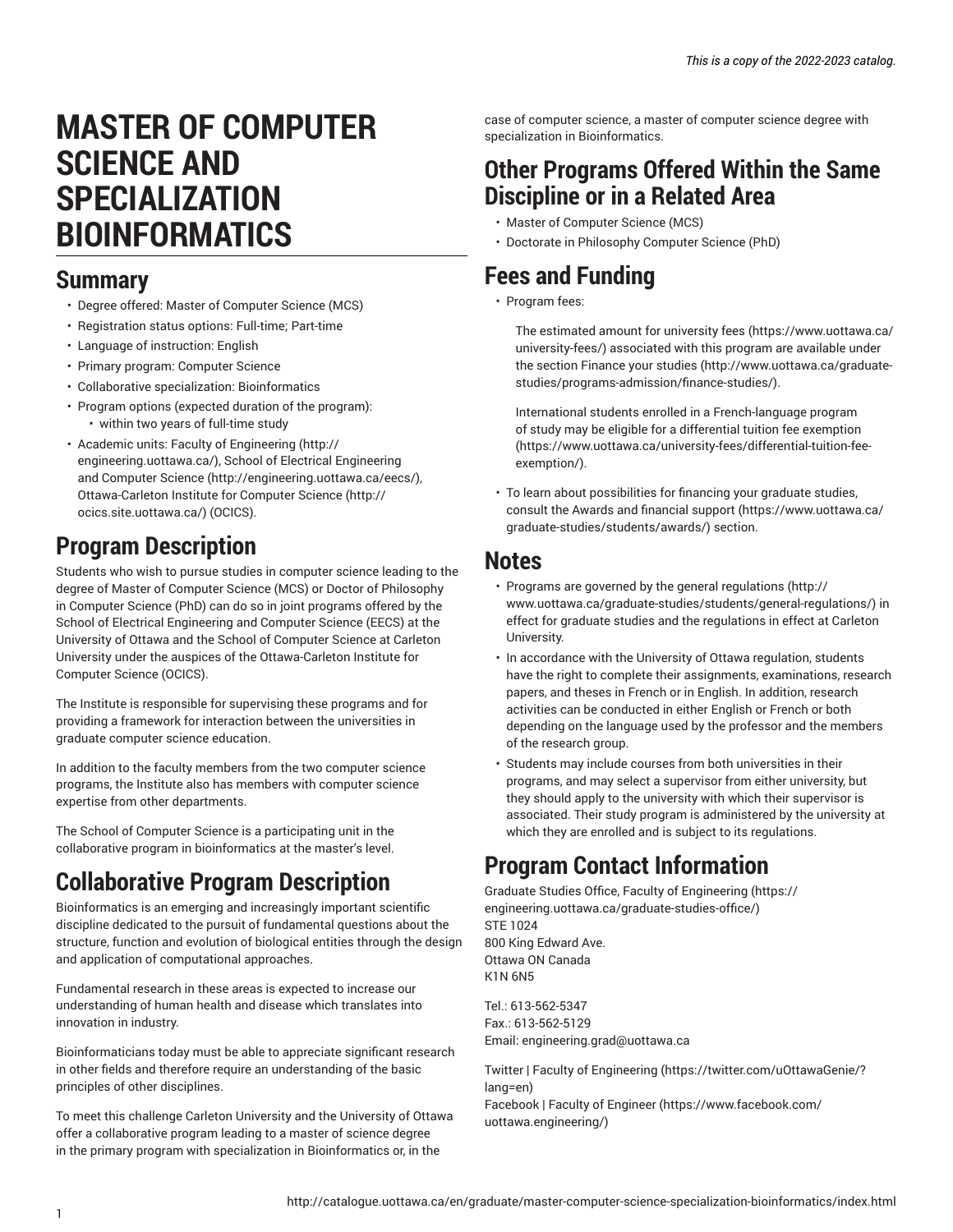# MASTER OF COMPUTER SCIENCE AND SPECIALIZATION BIOINFORMATICS

## Summary

- Degree offered: Master of Computer Science (MCS)
- Registration status options: Full-time; Part-time
- Language of instruction: English
- Primary program: Computer Science
- Collaborative specialization: Bioinformatics
- Program options (expected duration of the program):
  - within two years of full-time study
- Academic units: Faculty of Engineering (http://engineering.uottawa.ca/), School of Electrical Engineering and Computer Science (http://engineering.uottawa.ca/eecs/), Ottawa-Carleton Institute for Computer Science (http://ocics.site.uottawa.ca/) (OCICS).

## Program Description

Students who wish to pursue studies in computer science leading to the degree of Master of Computer Science (MCS) or Doctor of Philosophy in Computer Science (PhD) can do so in joint programs offered by the School of Electrical Engineering and Computer Science (EECS) at the University of Ottawa and the School of Computer Science at Carleton University under the auspices of the Ottawa-Carleton Institute for Computer Science (OCICS).

The Institute is responsible for supervising these programs and for providing a framework for interaction between the universities in graduate computer science education.

In addition to the faculty members from the two computer science programs, the Institute also has members with computer science expertise from other departments.

The School of Computer Science is a participating unit in the collaborative program in bioinformatics at the master's level.

## Collaborative Program Description

Bioinformatics is an emerging and increasingly important scientific discipline dedicated to the pursuit of fundamental questions about the structure, function and evolution of biological entities through the design and application of computational approaches.

Fundamental research in these areas is expected to increase our understanding of human health and disease which translates into innovation in industry.

Bioinformaticians today must be able to appreciate significant research in other fields and therefore require an understanding of the basic principles of other disciplines.

To meet this challenge Carleton University and the University of Ottawa offer a collaborative program leading to a master of science degree in the primary program with specialization in Bioinformatics or, in the case of computer science, a master of computer science degree with specialization in Bioinformatics.

## Other Programs Offered Within the Same Discipline or in a Related Area

- Master of Computer Science (MCS)
- Doctorate in Philosophy Computer Science (PhD)

## Fees and Funding

- Program fees:

  The estimated amount for university fees (https://www.uottawa.ca/university-fees/) associated with this program are available under the section Finance your studies (http://www.uottawa.ca/graduate-studies/programs-admission/finance-studies/).

  International students enrolled in a French-language program of study may be eligible for a differential tuition fee exemption (https://www.uottawa.ca/university-fees/differential-tuition-fee-exemption/).

- To learn about possibilities for financing your graduate studies, consult the Awards and financial support (https://www.uottawa.ca/graduate-studies/students/awards/) section.

## Notes

- Programs are governed by the general regulations (http://www.uottawa.ca/graduate-studies/students/general-regulations/) in effect for graduate studies and the regulations in effect at Carleton University.
- In accordance with the University of Ottawa regulation, students have the right to complete their assignments, examinations, research papers, and theses in French or in English. In addition, research activities can be conducted in either English or French or both depending on the language used by the professor and the members of the research group.
- Students may include courses from both universities in their programs, and may select a supervisor from either university, but they should apply to the university with which their supervisor is associated. Their study program is administered by the university at which they are enrolled and is subject to its regulations.

## Program Contact Information

Graduate Studies Office, Faculty of Engineering (https://engineering.uottawa.ca/graduate-studies-office/)
STE 1024
800 King Edward Ave.
Ottawa ON Canada
K1N 6N5

Tel.: 613-562-5347
Fax.: 613-562-5129
Email: engineering.grad@uottawa.ca

Twitter | Faculty of Engineering (https://twitter.com/uOttawaGenie/?lang=en)
Facebook | Faculty of Engineer (https://www.facebook.com/uottawa.engineering/)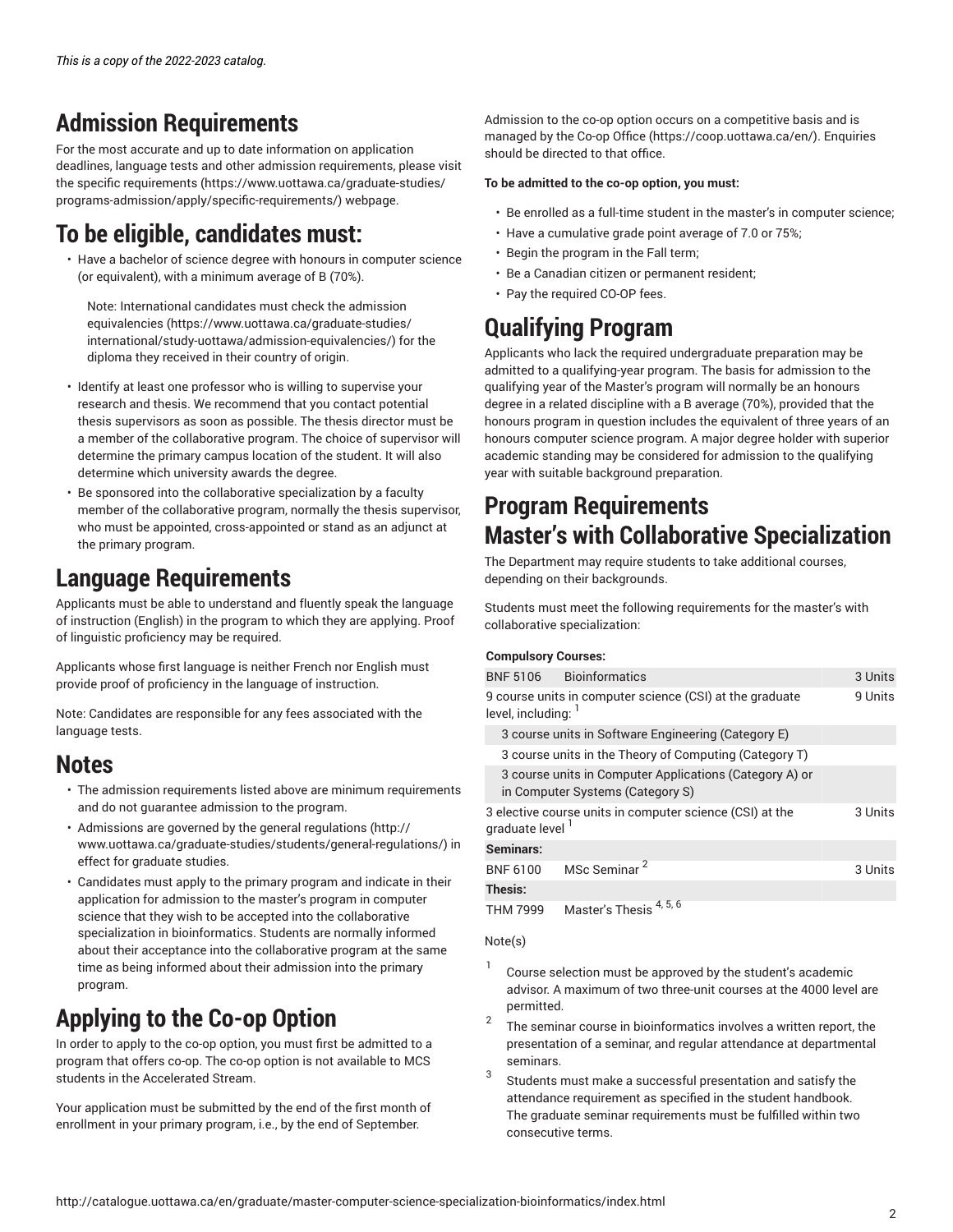*This is a copy of the 2022-2023 catalog.*

# Admission Requirements

For the most accurate and up to date information on application deadlines, language tests and other admission requirements, please visit the specific requirements (https://www.uottawa.ca/graduate-studies/programs-admission/apply/specific-requirements/) webpage.

# To be eligible, candidates must:

- Have a bachelor of science degree with honours in computer science (or equivalent), with a minimum average of B (70%).

  Note: International candidates must check the admission equivalencies (https://www.uottawa.ca/graduate-studies/international/study-uottawa/admission-equivalencies/) for the diploma they received in their country of origin.

- Identify at least one professor who is willing to supervise your research and thesis. We recommend that you contact potential thesis supervisors as soon as possible. The thesis director must be a member of the collaborative program. The choice of supervisor will determine the primary campus location of the student. It will also determine which university awards the degree.
- Be sponsored into the collaborative specialization by a faculty member of the collaborative program, normally the thesis supervisor, who must be appointed, cross-appointed or stand as an adjunct at the primary program.

# Language Requirements

Applicants must be able to understand and fluently speak the language of instruction (English) in the program to which they are applying. Proof of linguistic proficiency may be required.

Applicants whose first language is neither French nor English must provide proof of proficiency in the language of instruction.

Note: Candidates are responsible for any fees associated with the language tests.

# Notes

- The admission requirements listed above are minimum requirements and do not guarantee admission to the program.
- Admissions are governed by the general regulations (http://www.uottawa.ca/graduate-studies/students/general-regulations/) in effect for graduate studies.
- Candidates must apply to the primary program and indicate in their application for admission to the master's program in computer science that they wish to be accepted into the collaborative specialization in bioinformatics. Students are normally informed about their acceptance into the collaborative program at the same time as being informed about their admission into the primary program.

# Applying to the Co-op Option

In order to apply to the co-op option, you must first be admitted to a program that offers co-op. The co-op option is not available to MCS students in the Accelerated Stream.

Your application must be submitted by the end of the first month of enrollment in your primary program, i.e., by the end of September.

Admission to the co-op option occurs on a competitive basis and is managed by the Co-op Office (https://coop.uottawa.ca/en/). Enquiries should be directed to that office.

**To be admitted to the co-op option, you must:**

- Be enrolled as a full-time student in the master's in computer science;
- Have a cumulative grade point average of 7.0 or 75%;
- Begin the program in the Fall term;
- Be a Canadian citizen or permanent resident;
- Pay the required CO-OP fees.

# Qualifying Program

Applicants who lack the required undergraduate preparation may be admitted to a qualifying-year program. The basis for admission to the qualifying year of the Master's program will normally be an honours degree in a related discipline with a B average (70%), provided that the honours program in question includes the equivalent of three years of an honours computer science program. A major degree holder with superior academic standing may be considered for admission to the qualifying year with suitable background preparation.

# Program Requirements Master's with Collaborative Specialization

The Department may require students to take additional courses, depending on their backgrounds.

Students must meet the following requirements for the master's with collaborative specialization:

| | | |
|---|---|---|
| **Compulsory Courses:** | | |
| BNF 5106 | Bioinformatics | 3 Units |
| 9 course units in computer science (CSI) at the graduate level, including: [1] | | 9 Units |
| 3 course units in Software Engineering (Category E) | | |
| 3 course units in the Theory of Computing (Category T) | | |
| 3 course units in Computer Applications (Category A) or in Computer Systems (Category S) | | |
| 3 elective course units in computer science (CSI) at the graduate level [1] | | 3 Units |
| **Seminars:** | | |
| BNF 6100 | MSc Seminar [2] | 3 Units |
| **Thesis:** | | |
| THM 7999 | Master's Thesis [4, 5, 6] | |

Note(s)

1. Course selection must be approved by the student's academic advisor. A maximum of two three-unit courses at the 4000 level are permitted.
2. The seminar course in bioinformatics involves a written report, the presentation of a seminar, and regular attendance at departmental seminars.
3. Students must make a successful presentation and satisfy the attendance requirement as specified in the student handbook. The graduate seminar requirements must be fulfilled within two consecutive terms.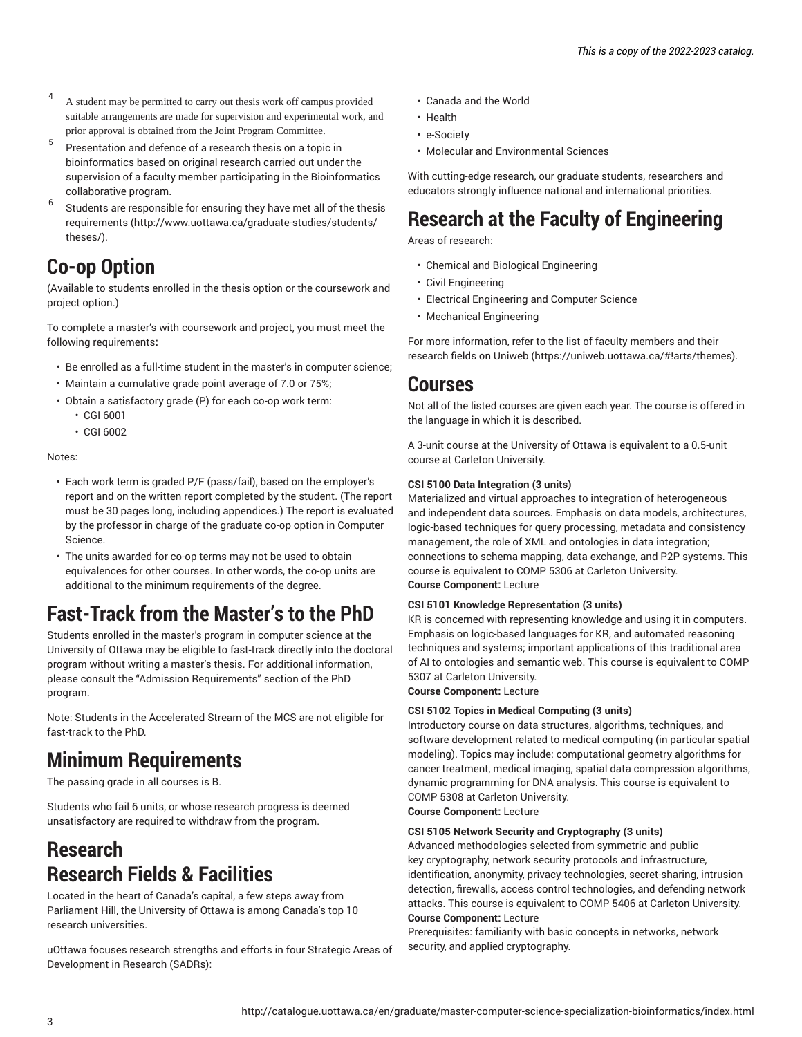[4] A student may be permitted to carry out thesis work off campus provided suitable arrangements are made for supervision and experimental work, and prior approval is obtained from the Joint Program Committee.

[5] Presentation and defence of a research thesis on a topic in bioinformatics based on original research carried out under the supervision of a faculty member participating in the Bioinformatics collaborative program.

[6] Students are responsible for ensuring they have met all of the thesis requirements (http://www.uottawa.ca/graduate-studies/students/theses/).

## Co-op Option

(Available to students enrolled in the thesis option or the coursework and project option.)

To complete a master's with coursework and project, you must meet the following requirements**:**

- Be enrolled as a full-time student in the master's in computer science;
- Maintain a cumulative grade point average of 7.0 or 75%;
- Obtain a satisfactory grade (P) for each co-op work term:
  - CGI 6001
  - CGI 6002

Notes:

- Each work term is graded P/F (pass/fail), based on the employer's report and on the written report completed by the student. (The report must be 30 pages long, including appendices.) The report is evaluated by the professor in charge of the graduate co-op option in Computer Science.
- The units awarded for co-op terms may not be used to obtain equivalences for other courses. In other words, the co-op units are additional to the minimum requirements of the degree.

## Fast-Track from the Master's to the PhD

Students enrolled in the master's program in computer science at the University of Ottawa may be eligible to fast-track directly into the doctoral program without writing a master's thesis. For additional information, please consult the "Admission Requirements" section of the PhD program.

Note: Students in the Accelerated Stream of the MCS are not eligible for fast-track to the PhD.

## Minimum Requirements

The passing grade in all courses is B.

Students who fail 6 units, or whose research progress is deemed unsatisfactory are required to withdraw from the program.

## Research
## Research Fields & Facilities

Located in the heart of Canada's capital, a few steps away from Parliament Hill, the University of Ottawa is among Canada's top 10 research universities.

uOttawa focuses research strengths and efforts in four Strategic Areas of Development in Research (SADRs):

- Canada and the World
- Health
- e-Society
- Molecular and Environmental Sciences

With cutting-edge research, our graduate students, researchers and educators strongly influence national and international priorities.

## Research at the Faculty of Engineering

Areas of research:

- Chemical and Biological Engineering
- Civil Engineering
- Electrical Engineering and Computer Science
- Mechanical Engineering

For more information, refer to the list of faculty members and their research fields on Uniweb (https://uniweb.uottawa.ca/#!arts/themes).

## Courses

Not all of the listed courses are given each year. The course is offered in the language in which it is described.

A 3-unit course at the University of Ottawa is equivalent to a 0.5-unit course at Carleton University.

**CSI 5100 Data Integration (3 units)**
Materialized and virtual approaches to integration of heterogeneous and independent data sources. Emphasis on data models, architectures, logic-based techniques for query processing, metadata and consistency management, the role of XML and ontologies in data integration; connections to schema mapping, data exchange, and P2P systems. This course is equivalent to COMP 5306 at Carleton University.
**Course Component:** Lecture

**CSI 5101 Knowledge Representation (3 units)**
KR is concerned with representing knowledge and using it in computers. Emphasis on logic-based languages for KR, and automated reasoning techniques and systems; important applications of this traditional area of AI to ontologies and semantic web. This course is equivalent to COMP 5307 at Carleton University.
**Course Component:** Lecture

**CSI 5102 Topics in Medical Computing (3 units)**
Introductory course on data structures, algorithms, techniques, and software development related to medical computing (in particular spatial modeling). Topics may include: computational geometry algorithms for cancer treatment, medical imaging, spatial data compression algorithms, dynamic programming for DNA analysis. This course is equivalent to COMP 5308 at Carleton University.
**Course Component:** Lecture

**CSI 5105 Network Security and Cryptography (3 units)**
Advanced methodologies selected from symmetric and public key cryptography, network security protocols and infrastructure, identification, anonymity, privacy technologies, secret-sharing, intrusion detection, firewalls, access control technologies, and defending network attacks. This course is equivalent to COMP 5406 at Carleton University.
**Course Component:** Lecture
Prerequisites: familiarity with basic concepts in networks, network security, and applied cryptography.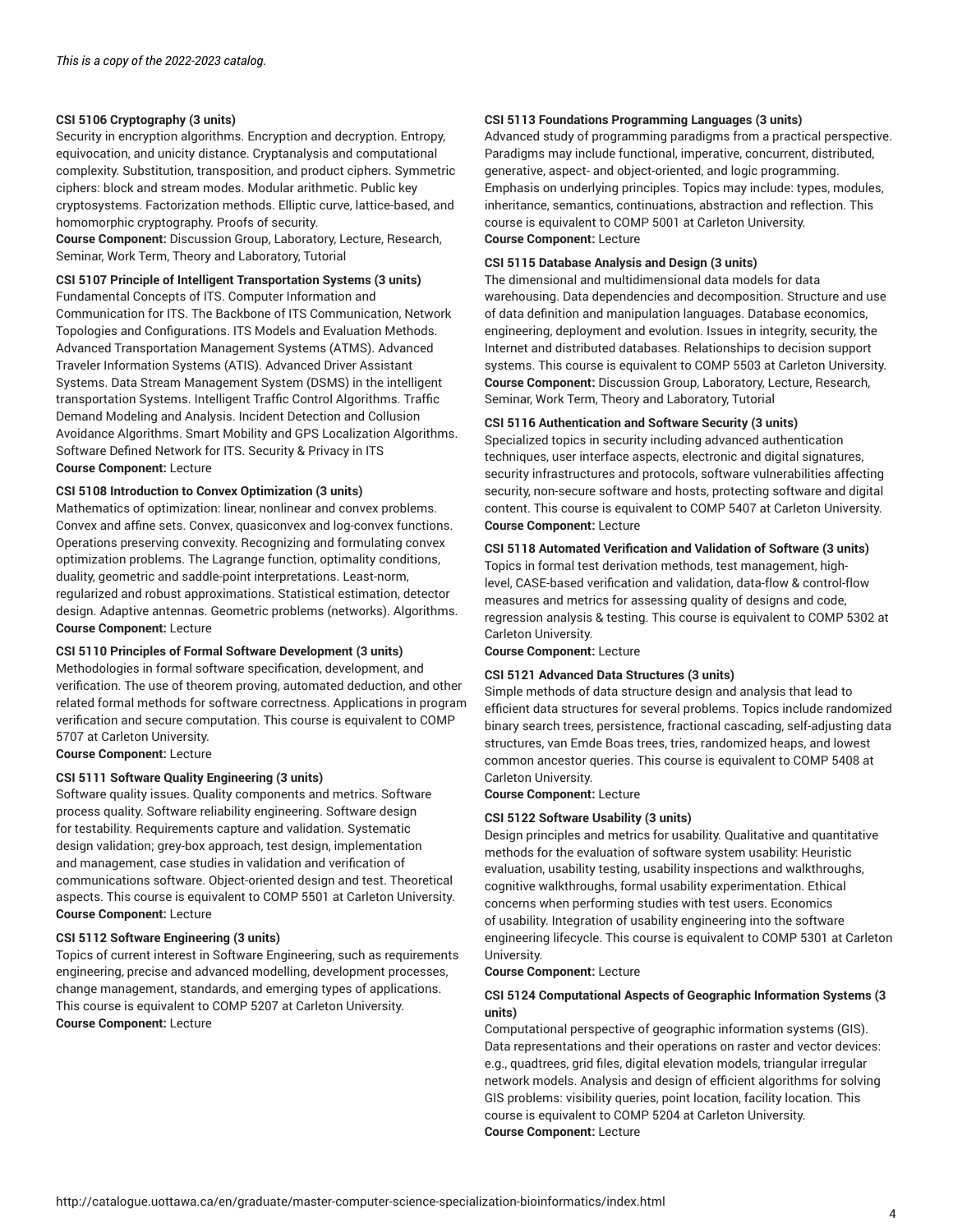*This is a copy of the 2022-2023 catalog.*

**CSI 5106 Cryptography (3 units)**
Security in encryption algorithms. Encryption and decryption. Entropy, equivocation, and unicity distance. Cryptanalysis and computational complexity. Substitution, transposition, and product ciphers. Symmetric ciphers: block and stream modes. Modular arithmetic. Public key cryptosystems. Factorization methods. Elliptic curve, lattice-based, and homomorphic cryptography. Proofs of security.
**Course Component:** Discussion Group, Laboratory, Lecture, Research, Seminar, Work Term, Theory and Laboratory, Tutorial

**CSI 5107 Principle of Intelligent Transportation Systems (3 units)**
Fundamental Concepts of ITS. Computer Information and Communication for ITS. The Backbone of ITS Communication, Network Topologies and Configurations. ITS Models and Evaluation Methods. Advanced Transportation Management Systems (ATMS). Advanced Traveler Information Systems (ATIS). Advanced Driver Assistant Systems. Data Stream Management System (DSMS) in the intelligent transportation Systems. Intelligent Traffic Control Algorithms. Traffic Demand Modeling and Analysis. Incident Detection and Collusion Avoidance Algorithms. Smart Mobility and GPS Localization Algorithms. Software Defined Network for ITS. Security & Privacy in ITS
**Course Component:** Lecture

**CSI 5108 Introduction to Convex Optimization (3 units)**
Mathematics of optimization: linear, nonlinear and convex problems. Convex and affine sets. Convex, quasiconvex and log-convex functions. Operations preserving convexity. Recognizing and formulating convex optimization problems. The Lagrange function, optimality conditions, duality, geometric and saddle-point interpretations. Least-norm, regularized and robust approximations. Statistical estimation, detector design. Adaptive antennas. Geometric problems (networks). Algorithms.
**Course Component:** Lecture

**CSI 5110 Principles of Formal Software Development (3 units)**
Methodologies in formal software specification, development, and verification. The use of theorem proving, automated deduction, and other related formal methods for software correctness. Applications in program verification and secure computation. This course is equivalent to COMP 5707 at Carleton University.
**Course Component:** Lecture

**CSI 5111 Software Quality Engineering (3 units)**
Software quality issues. Quality components and metrics. Software process quality. Software reliability engineering. Software design for testability. Requirements capture and validation. Systematic design validation; grey-box approach, test design, implementation and management, case studies in validation and verification of communications software. Object-oriented design and test. Theoretical aspects. This course is equivalent to COMP 5501 at Carleton University.
**Course Component:** Lecture

**CSI 5112 Software Engineering (3 units)**
Topics of current interest in Software Engineering, such as requirements engineering, precise and advanced modelling, development processes, change management, standards, and emerging types of applications. This course is equivalent to COMP 5207 at Carleton University.
**Course Component:** Lecture

**CSI 5113 Foundations Programming Languages (3 units)**
Advanced study of programming paradigms from a practical perspective. Paradigms may include functional, imperative, concurrent, distributed, generative, aspect- and object-oriented, and logic programming. Emphasis on underlying principles. Topics may include: types, modules, inheritance, semantics, continuations, abstraction and reflection. This course is equivalent to COMP 5001 at Carleton University.
**Course Component:** Lecture

**CSI 5115 Database Analysis and Design (3 units)**
The dimensional and multidimensional data models for data warehousing. Data dependencies and decomposition. Structure and use of data definition and manipulation languages. Database economics, engineering, deployment and evolution. Issues in integrity, security, the Internet and distributed databases. Relationships to decision support systems. This course is equivalent to COMP 5503 at Carleton University.
**Course Component:** Discussion Group, Laboratory, Lecture, Research, Seminar, Work Term, Theory and Laboratory, Tutorial

**CSI 5116 Authentication and Software Security (3 units)**
Specialized topics in security including advanced authentication techniques, user interface aspects, electronic and digital signatures, security infrastructures and protocols, software vulnerabilities affecting security, non-secure software and hosts, protecting software and digital content. This course is equivalent to COMP 5407 at Carleton University.
**Course Component:** Lecture

**CSI 5118 Automated Verification and Validation of Software (3 units)**
Topics in formal test derivation methods, test management, high-level, CASE-based verification and validation, data-flow & control-flow measures and metrics for assessing quality of designs and code, regression analysis & testing. This course is equivalent to COMP 5302 at Carleton University.
**Course Component:** Lecture

**CSI 5121 Advanced Data Structures (3 units)**
Simple methods of data structure design and analysis that lead to efficient data structures for several problems. Topics include randomized binary search trees, persistence, fractional cascading, self-adjusting data structures, van Emde Boas trees, tries, randomized heaps, and lowest common ancestor queries. This course is equivalent to COMP 5408 at Carleton University.
**Course Component:** Lecture

**CSI 5122 Software Usability (3 units)**
Design principles and metrics for usability. Qualitative and quantitative methods for the evaluation of software system usability: Heuristic evaluation, usability testing, usability inspections and walkthroughs, cognitive walkthroughs, formal usability experimentation. Ethical concerns when performing studies with test users. Economics of usability. Integration of usability engineering into the software engineering lifecycle. This course is equivalent to COMP 5301 at Carleton University.
**Course Component:** Lecture

**CSI 5124 Computational Aspects of Geographic Information Systems (3 units)**
Computational perspective of geographic information systems (GIS). Data representations and their operations on raster and vector devices: e.g., quadtrees, grid files, digital elevation models, triangular irregular network models. Analysis and design of efficient algorithms for solving GIS problems: visibility queries, point location, facility location. This course is equivalent to COMP 5204 at Carleton University.
**Course Component:** Lecture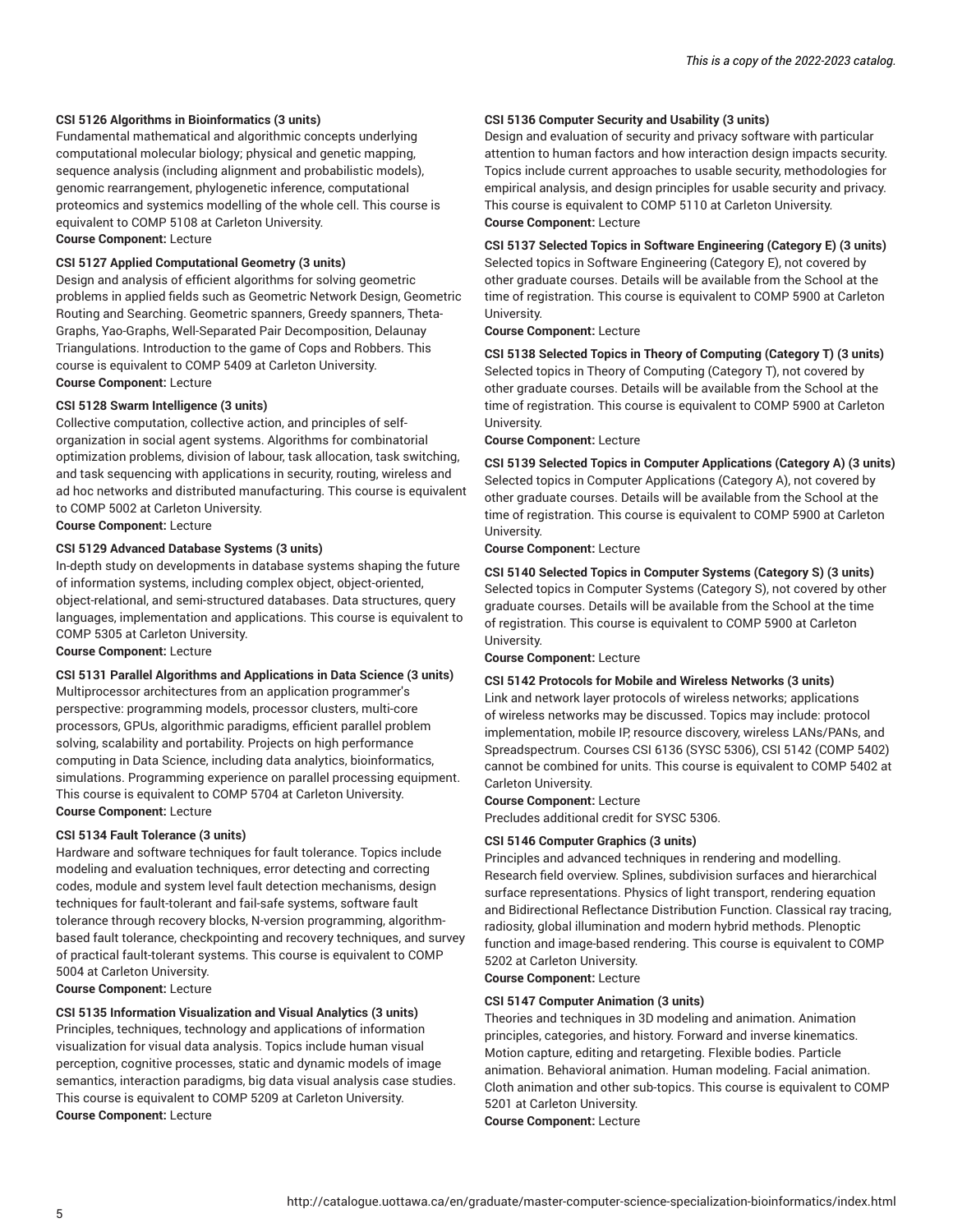**CSI 5126 Algorithms in Bioinformatics (3 units)**
Fundamental mathematical and algorithmic concepts underlying computational molecular biology; physical and genetic mapping, sequence analysis (including alignment and probabilistic models), genomic rearrangement, phylogenetic inference, computational proteomics and systemics modelling of the whole cell. This course is equivalent to COMP 5108 at Carleton University.
**Course Component:** Lecture

**CSI 5127 Applied Computational Geometry (3 units)**
Design and analysis of efficient algorithms for solving geometric problems in applied fields such as Geometric Network Design, Geometric Routing and Searching. Geometric spanners, Greedy spanners, Theta-Graphs, Yao-Graphs, Well-Separated Pair Decomposition, Delaunay Triangulations. Introduction to the game of Cops and Robbers. This course is equivalent to COMP 5409 at Carleton University.
**Course Component:** Lecture

**CSI 5128 Swarm Intelligence (3 units)**
Collective computation, collective action, and principles of self-organization in social agent systems. Algorithms for combinatorial optimization problems, division of labour, task allocation, task switching, and task sequencing with applications in security, routing, wireless and ad hoc networks and distributed manufacturing. This course is equivalent to COMP 5002 at Carleton University.
**Course Component:** Lecture

**CSI 5129 Advanced Database Systems (3 units)**
In-depth study on developments in database systems shaping the future of information systems, including complex object, object-oriented, object-relational, and semi-structured databases. Data structures, query languages, implementation and applications. This course is equivalent to COMP 5305 at Carleton University.
**Course Component:** Lecture

**CSI 5131 Parallel Algorithms and Applications in Data Science (3 units)**
Multiprocessor architectures from an application programmer's perspective: programming models, processor clusters, multi-core processors, GPUs, algorithmic paradigms, efficient parallel problem solving, scalability and portability. Projects on high performance computing in Data Science, including data analytics, bioinformatics, simulations. Programming experience on parallel processing equipment. This course is equivalent to COMP 5704 at Carleton University.
**Course Component:** Lecture

**CSI 5134 Fault Tolerance (3 units)**
Hardware and software techniques for fault tolerance. Topics include modeling and evaluation techniques, error detecting and correcting codes, module and system level fault detection mechanisms, design techniques for fault-tolerant and fail-safe systems, software fault tolerance through recovery blocks, N-version programming, algorithm-based fault tolerance, checkpointing and recovery techniques, and survey of practical fault-tolerant systems. This course is equivalent to COMP 5004 at Carleton University.
**Course Component:** Lecture

**CSI 5135 Information Visualization and Visual Analytics (3 units)**
Principles, techniques, technology and applications of information visualization for visual data analysis. Topics include human visual perception, cognitive processes, static and dynamic models of image semantics, interaction paradigms, big data visual analysis case studies. This course is equivalent to COMP 5209 at Carleton University.
**Course Component:** Lecture

**CSI 5136 Computer Security and Usability (3 units)**
Design and evaluation of security and privacy software with particular attention to human factors and how interaction design impacts security. Topics include current approaches to usable security, methodologies for empirical analysis, and design principles for usable security and privacy. This course is equivalent to COMP 5110 at Carleton University.
**Course Component:** Lecture

**CSI 5137 Selected Topics in Software Engineering (Category E) (3 units)**
Selected topics in Software Engineering (Category E), not covered by other graduate courses. Details will be available from the School at the time of registration. This course is equivalent to COMP 5900 at Carleton University.
**Course Component:** Lecture

**CSI 5138 Selected Topics in Theory of Computing (Category T) (3 units)**
Selected topics in Theory of Computing (Category T), not covered by other graduate courses. Details will be available from the School at the time of registration. This course is equivalent to COMP 5900 at Carleton University.
**Course Component:** Lecture

**CSI 5139 Selected Topics in Computer Applications (Category A) (3 units)**
Selected topics in Computer Applications (Category A), not covered by other graduate courses. Details will be available from the School at the time of registration. This course is equivalent to COMP 5900 at Carleton University.
**Course Component:** Lecture

**CSI 5140 Selected Topics in Computer Systems (Category S) (3 units)**
Selected topics in Computer Systems (Category S), not covered by other graduate courses. Details will be available from the School at the time of registration. This course is equivalent to COMP 5900 at Carleton University.
**Course Component:** Lecture

**CSI 5142 Protocols for Mobile and Wireless Networks (3 units)**
Link and network layer protocols of wireless networks; applications of wireless networks may be discussed. Topics may include: protocol implementation, mobile IP, resource discovery, wireless LANs/PANs, and Spreadspectrum. Courses CSI 6136 (SYSC 5306), CSI 5142 (COMP 5402) cannot be combined for units. This course is equivalent to COMP 5402 at Carleton University.
**Course Component:** Lecture
Precludes additional credit for SYSC 5306.

**CSI 5146 Computer Graphics (3 units)**
Principles and advanced techniques in rendering and modelling. Research field overview. Splines, subdivision surfaces and hierarchical surface representations. Physics of light transport, rendering equation and Bidirectional Reflectance Distribution Function. Classical ray tracing, radiosity, global illumination and modern hybrid methods. Plenoptic function and image-based rendering. This course is equivalent to COMP 5202 at Carleton University.
**Course Component:** Lecture

**CSI 5147 Computer Animation (3 units)**
Theories and techniques in 3D modeling and animation. Animation principles, categories, and history. Forward and inverse kinematics. Motion capture, editing and retargeting. Flexible bodies. Particle animation. Behavioral animation. Human modeling. Facial animation. Cloth animation and other sub-topics. This course is equivalent to COMP 5201 at Carleton University.
**Course Component:** Lecture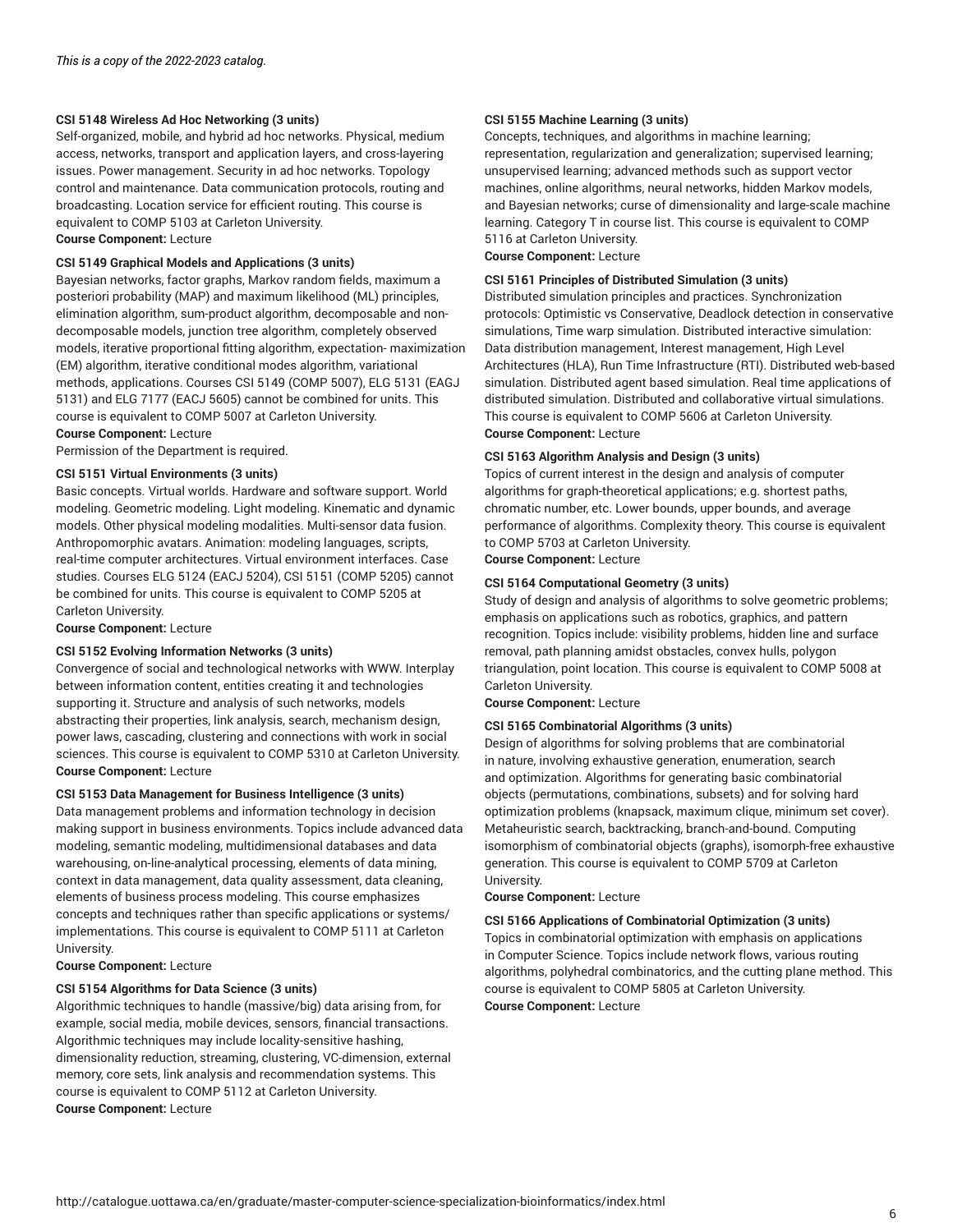**CSI 5148 Wireless Ad Hoc Networking (3 units)**

Self-organized, mobile, and hybrid ad hoc networks. Physical, medium access, networks, transport and application layers, and cross-layering issues. Power management. Security in ad hoc networks. Topology control and maintenance. Data communication protocols, routing and broadcasting. Location service for efficient routing. This course is equivalent to COMP 5103 at Carleton University.

**Course Component:** Lecture

**CSI 5149 Graphical Models and Applications (3 units)**

Bayesian networks, factor graphs, Markov random fields, maximum a posteriori probability (MAP) and maximum likelihood (ML) principles, elimination algorithm, sum-product algorithm, decomposable and non-decomposable models, junction tree algorithm, completely observed models, iterative proportional fitting algorithm, expectation- maximization (EM) algorithm, iterative conditional modes algorithm, variational methods, applications. Courses CSI 5149 (COMP 5007), ELG 5131 (EAGJ 5131) and ELG 7177 (EACJ 5605) cannot be combined for units. This course is equivalent to COMP 5007 at Carleton University.

**Course Component:** Lecture

Permission of the Department is required.

**CSI 5151 Virtual Environments (3 units)**

Basic concepts. Virtual worlds. Hardware and software support. World modeling. Geometric modeling. Light modeling. Kinematic and dynamic models. Other physical modeling modalities. Multi-sensor data fusion. Anthropomorphic avatars. Animation: modeling languages, scripts, real-time computer architectures. Virtual environment interfaces. Case studies. Courses ELG 5124 (EACJ 5204), CSI 5151 (COMP 5205) cannot be combined for units. This course is equivalent to COMP 5205 at Carleton University.

**Course Component:** Lecture

**CSI 5152 Evolving Information Networks (3 units)**

Convergence of social and technological networks with WWW. Interplay between information content, entities creating it and technologies supporting it. Structure and analysis of such networks, models abstracting their properties, link analysis, search, mechanism design, power laws, cascading, clustering and connections with work in social sciences. This course is equivalent to COMP 5310 at Carleton University.

**Course Component:** Lecture

**CSI 5153 Data Management for Business Intelligence (3 units)**

Data management problems and information technology in decision making support in business environments. Topics include advanced data modeling, semantic modeling, multidimensional databases and data warehousing, on-line-analytical processing, elements of data mining, context in data management, data quality assessment, data cleaning, elements of business process modeling. This course emphasizes concepts and techniques rather than specific applications or systems/ implementations. This course is equivalent to COMP 5111 at Carleton University.

**Course Component:** Lecture

**CSI 5154 Algorithms for Data Science (3 units)**

Algorithmic techniques to handle (massive/big) data arising from, for example, social media, mobile devices, sensors, financial transactions. Algorithmic techniques may include locality-sensitive hashing, dimensionality reduction, streaming, clustering, VC-dimension, external memory, core sets, link analysis and recommendation systems. This course is equivalent to COMP 5112 at Carleton University.

**Course Component:** Lecture

**CSI 5155 Machine Learning (3 units)**

Concepts, techniques, and algorithms in machine learning; representation, regularization and generalization; supervised learning; unsupervised learning; advanced methods such as support vector machines, online algorithms, neural networks, hidden Markov models, and Bayesian networks; curse of dimensionality and large-scale machine learning. Category T in course list. This course is equivalent to COMP 5116 at Carleton University.

**Course Component:** Lecture

**CSI 5161 Principles of Distributed Simulation (3 units)**

Distributed simulation principles and practices. Synchronization protocols: Optimistic vs Conservative, Deadlock detection in conservative simulations, Time warp simulation. Distributed interactive simulation: Data distribution management, Interest management, High Level Architectures (HLA), Run Time Infrastructure (RTI). Distributed web-based simulation. Distributed agent based simulation. Real time applications of distributed simulation. Distributed and collaborative virtual simulations. This course is equivalent to COMP 5606 at Carleton University.

**Course Component:** Lecture

**CSI 5163 Algorithm Analysis and Design (3 units)**

Topics of current interest in the design and analysis of computer algorithms for graph-theoretical applications; e.g. shortest paths, chromatic number, etc. Lower bounds, upper bounds, and average performance of algorithms. Complexity theory. This course is equivalent to COMP 5703 at Carleton University.

**Course Component:** Lecture

**CSI 5164 Computational Geometry (3 units)**

Study of design and analysis of algorithms to solve geometric problems; emphasis on applications such as robotics, graphics, and pattern recognition. Topics include: visibility problems, hidden line and surface removal, path planning amidst obstacles, convex hulls, polygon triangulation, point location. This course is equivalent to COMP 5008 at Carleton University.

**Course Component:** Lecture

**CSI 5165 Combinatorial Algorithms (3 units)**

Design of algorithms for solving problems that are combinatorial in nature, involving exhaustive generation, enumeration, search and optimization. Algorithms for generating basic combinatorial objects (permutations, combinations, subsets) and for solving hard optimization problems (knapsack, maximum clique, minimum set cover). Metaheuristic search, backtracking, branch-and-bound. Computing isomorphism of combinatorial objects (graphs), isomorph-free exhaustive generation. This course is equivalent to COMP 5709 at Carleton University.

**Course Component:** Lecture

**CSI 5166 Applications of Combinatorial Optimization (3 units)**

Topics in combinatorial optimization with emphasis on applications in Computer Science. Topics include network flows, various routing algorithms, polyhedral combinatorics, and the cutting plane method. This course is equivalent to COMP 5805 at Carleton University.

**Course Component:** Lecture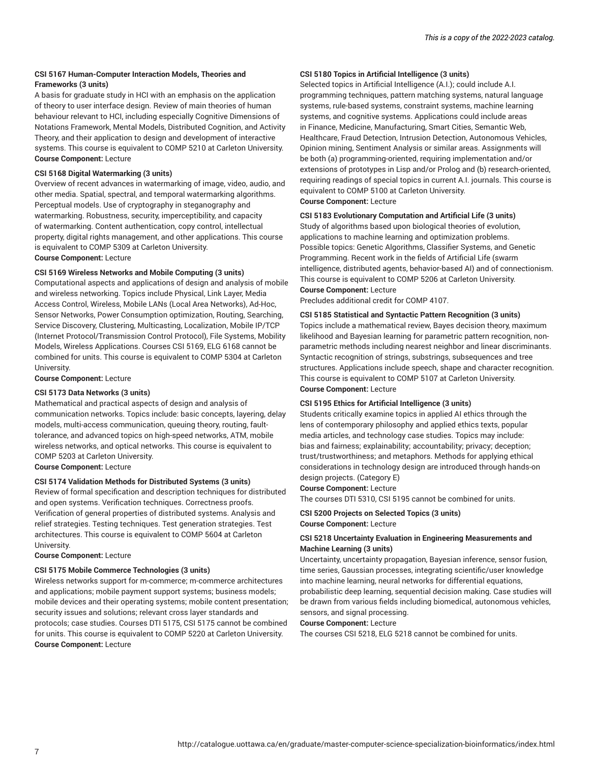**CSI 5167 Human-Computer Interaction Models, Theories and Frameworks (3 units)**
A basis for graduate study in HCI with an emphasis on the application of theory to user interface design. Review of main theories of human behaviour relevant to HCI, including especially Cognitive Dimensions of Notations Framework, Mental Models, Distributed Cognition, and Activity Theory, and their application to design and development of interactive systems. This course is equivalent to COMP 5210 at Carleton University.
**Course Component:** Lecture

**CSI 5168 Digital Watermarking (3 units)**
Overview of recent advances in watermarking of image, video, audio, and other media. Spatial, spectral, and temporal watermarking algorithms. Perceptual models. Use of cryptography in steganography and watermarking. Robustness, security, imperceptibility, and capacity of watermarking. Content authentication, copy control, intellectual property, digital rights management, and other applications. This course is equivalent to COMP 5309 at Carleton University.
**Course Component:** Lecture

**CSI 5169 Wireless Networks and Mobile Computing (3 units)**
Computational aspects and applications of design and analysis of mobile and wireless networking. Topics include Physical, Link Layer, Media Access Control, Wireless, Mobile LANs (Local Area Networks), Ad-Hoc, Sensor Networks, Power Consumption optimization, Routing, Searching, Service Discovery, Clustering, Multicasting, Localization, Mobile IP/TCP (Internet Protocol/Transmission Control Protocol), File Systems, Mobility Models, Wireless Applications. Courses CSI 5169, ELG 6168 cannot be combined for units. This course is equivalent to COMP 5304 at Carleton University.
**Course Component:** Lecture

**CSI 5173 Data Networks (3 units)**
Mathematical and practical aspects of design and analysis of communication networks. Topics include: basic concepts, layering, delay models, multi-access communication, queuing theory, routing, fault-tolerance, and advanced topics on high-speed networks, ATM, mobile wireless networks, and optical networks. This course is equivalent to COMP 5203 at Carleton University.
**Course Component:** Lecture

**CSI 5174 Validation Methods for Distributed Systems (3 units)**
Review of formal specification and description techniques for distributed and open systems. Verification techniques. Correctness proofs. Verification of general properties of distributed systems. Analysis and relief strategies. Testing techniques. Test generation strategies. Test architectures. This course is equivalent to COMP 5604 at Carleton University.
**Course Component:** Lecture

**CSI 5175 Mobile Commerce Technologies (3 units)**
Wireless networks support for m-commerce; m-commerce architectures and applications; mobile payment support systems; business models; mobile devices and their operating systems; mobile content presentation; security issues and solutions; relevant cross layer standards and protocols; case studies. Courses DTI 5175, CSI 5175 cannot be combined for units. This course is equivalent to COMP 5220 at Carleton University.
**Course Component:** Lecture

**CSI 5180 Topics in Artificial Intelligence (3 units)**
Selected topics in Artificial Intelligence (A.I.); could include A.I. programming techniques, pattern matching systems, natural language systems, rule-based systems, constraint systems, machine learning systems, and cognitive systems. Applications could include areas in Finance, Medicine, Manufacturing, Smart Cities, Semantic Web, Healthcare, Fraud Detection, Intrusion Detection, Autonomous Vehicles, Opinion mining, Sentiment Analysis or similar areas. Assignments will be both (a) programming-oriented, requiring implementation and/or extensions of prototypes in Lisp and/or Prolog and (b) research-oriented, requiring readings of special topics in current A.I. journals. This course is equivalent to COMP 5100 at Carleton University.
**Course Component:** Lecture

**CSI 5183 Evolutionary Computation and Artificial Life (3 units)**
Study of algorithms based upon biological theories of evolution, applications to machine learning and optimization problems. Possible topics: Genetic Algorithms, Classifier Systems, and Genetic Programming. Recent work in the fields of Artificial Life (swarm intelligence, distributed agents, behavior-based AI) and of connectionism. This course is equivalent to COMP 5206 at Carleton University.
**Course Component:** Lecture
Precludes additional credit for COMP 4107.

**CSI 5185 Statistical and Syntactic Pattern Recognition (3 units)**
Topics include a mathematical review, Bayes decision theory, maximum likelihood and Bayesian learning for parametric pattern recognition, non-parametric methods including nearest neighbor and linear discriminants. Syntactic recognition of strings, substrings, subsequences and tree structures. Applications include speech, shape and character recognition. This course is equivalent to COMP 5107 at Carleton University.
**Course Component:** Lecture

**CSI 5195 Ethics for Artificial Intelligence (3 units)**
Students critically examine topics in applied AI ethics through the lens of contemporary philosophy and applied ethics texts, popular media articles, and technology case studies. Topics may include: bias and fairness; explainability; accountability; privacy; deception; trust/trustworthiness; and metaphors. Methods for applying ethical considerations in technology design are introduced through hands-on design projects. (Category E)
**Course Component:** Lecture
The courses DTI 5310, CSI 5195 cannot be combined for units.

**CSI 5200 Projects on Selected Topics (3 units)**
**Course Component:** Lecture

**CSI 5218 Uncertainty Evaluation in Engineering Measurements and Machine Learning (3 units)**
Uncertainty, uncertainty propagation, Bayesian inference, sensor fusion, time series, Gaussian processes, integrating scientific/user knowledge into machine learning, neural networks for differential equations, probabilistic deep learning, sequential decision making. Case studies will be drawn from various fields including biomedical, autonomous vehicles, sensors, and signal processing.
**Course Component:** Lecture
The courses CSI 5218, ELG 5218 cannot be combined for units.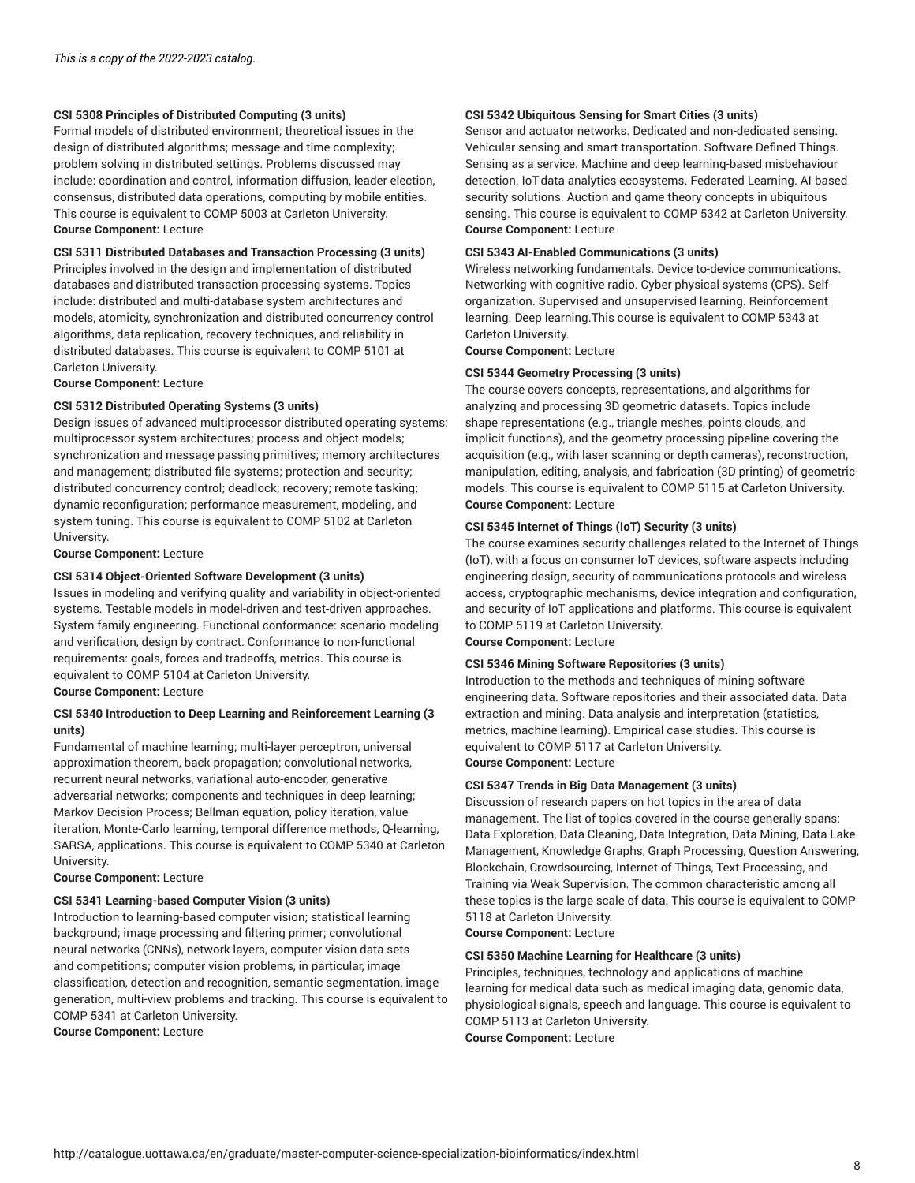**CSI 5308 Principles of Distributed Computing (3 units)**
Formal models of distributed environment; theoretical issues in the design of distributed algorithms; message and time complexity; problem solving in distributed settings. Problems discussed may include: coordination and control, information diffusion, leader election, consensus, distributed data operations, computing by mobile entities. This course is equivalent to COMP 5003 at Carleton University.
**Course Component:** Lecture

**CSI 5311 Distributed Databases and Transaction Processing (3 units)**
Principles involved in the design and implementation of distributed databases and distributed transaction processing systems. Topics include: distributed and multi-database system architectures and models, atomicity, synchronization and distributed concurrency control algorithms, data replication, recovery techniques, and reliability in distributed databases. This course is equivalent to COMP 5101 at Carleton University.
**Course Component:** Lecture

**CSI 5312 Distributed Operating Systems (3 units)**
Design issues of advanced multiprocessor distributed operating systems: multiprocessor system architectures; process and object models; synchronization and message passing primitives; memory architectures and management; distributed file systems; protection and security; distributed concurrency control; deadlock; recovery; remote tasking; dynamic reconfiguration; performance measurement, modeling, and system tuning. This course is equivalent to COMP 5102 at Carleton University.
**Course Component:** Lecture

**CSI 5314 Object-Oriented Software Development (3 units)**
Issues in modeling and verifying quality and variability in object-oriented systems. Testable models in model-driven and test-driven approaches. System family engineering. Functional conformance: scenario modeling and verification, design by contract. Conformance to non-functional requirements: goals, forces and tradeoffs, metrics. This course is equivalent to COMP 5104 at Carleton University.
**Course Component:** Lecture

**CSI 5340 Introduction to Deep Learning and Reinforcement Learning (3 units)**
Fundamental of machine learning; multi-layer perceptron, universal approximation theorem, back-propagation; convolutional networks, recurrent neural networks, variational auto-encoder, generative adversarial networks; components and techniques in deep learning; Markov Decision Process; Bellman equation, policy iteration, value iteration, Monte-Carlo learning, temporal difference methods, Q-learning, SARSA, applications. This course is equivalent to COMP 5340 at Carleton University.
**Course Component:** Lecture

**CSI 5341 Learning-based Computer Vision (3 units)**
Introduction to learning-based computer vision; statistical learning background; image processing and filtering primer; convolutional neural networks (CNNs), network layers, computer vision data sets and competitions; computer vision problems, in particular, image classification, detection and recognition, semantic segmentation, image generation, multi-view problems and tracking. This course is equivalent to COMP 5341 at Carleton University.
**Course Component:** Lecture

**CSI 5342 Ubiquitous Sensing for Smart Cities (3 units)**
Sensor and actuator networks. Dedicated and non-dedicated sensing. Vehicular sensing and smart transportation. Software Defined Things. Sensing as a service. Machine and deep learning-based misbehaviour detection. IoT-data analytics ecosystems. Federated Learning. AI-based security solutions. Auction and game theory concepts in ubiquitous sensing. This course is equivalent to COMP 5342 at Carleton University.
**Course Component:** Lecture

**CSI 5343 AI-Enabled Communications (3 units)**
Wireless networking fundamentals. Device to-device communications. Networking with cognitive radio. Cyber physical systems (CPS). Self-organization. Supervised and unsupervised learning. Reinforcement learning. Deep learning.This course is equivalent to COMP 5343 at Carleton University.
**Course Component:** Lecture

**CSI 5344 Geometry Processing (3 units)**
The course covers concepts, representations, and algorithms for analyzing and processing 3D geometric datasets. Topics include shape representations (e.g., triangle meshes, points clouds, and implicit functions), and the geometry processing pipeline covering the acquisition (e.g., with laser scanning or depth cameras), reconstruction, manipulation, editing, analysis, and fabrication (3D printing) of geometric models. This course is equivalent to COMP 5115 at Carleton University.
**Course Component:** Lecture

**CSI 5345 Internet of Things (IoT) Security (3 units)**
The course examines security challenges related to the Internet of Things (IoT), with a focus on consumer IoT devices, software aspects including engineering design, security of communications protocols and wireless access, cryptographic mechanisms, device integration and configuration, and security of IoT applications and platforms. This course is equivalent to COMP 5119 at Carleton University.
**Course Component:** Lecture

**CSI 5346 Mining Software Repositories (3 units)**
Introduction to the methods and techniques of mining software engineering data. Software repositories and their associated data. Data extraction and mining. Data analysis and interpretation (statistics, metrics, machine learning). Empirical case studies. This course is equivalent to COMP 5117 at Carleton University.
**Course Component:** Lecture

**CSI 5347 Trends in Big Data Management (3 units)**
Discussion of research papers on hot topics in the area of data management. The list of topics covered in the course generally spans: Data Exploration, Data Cleaning, Data Integration, Data Mining, Data Lake Management, Knowledge Graphs, Graph Processing, Question Answering, Blockchain, Crowdsourcing, Internet of Things, Text Processing, and Training via Weak Supervision. The common characteristic among all these topics is the large scale of data. This course is equivalent to COMP 5118 at Carleton University.
**Course Component:** Lecture

**CSI 5350 Machine Learning for Healthcare (3 units)**
Principles, techniques, technology and applications of machine learning for medical data such as medical imaging data, genomic data, physiological signals, speech and language. This course is equivalent to COMP 5113 at Carleton University.
**Course Component:** Lecture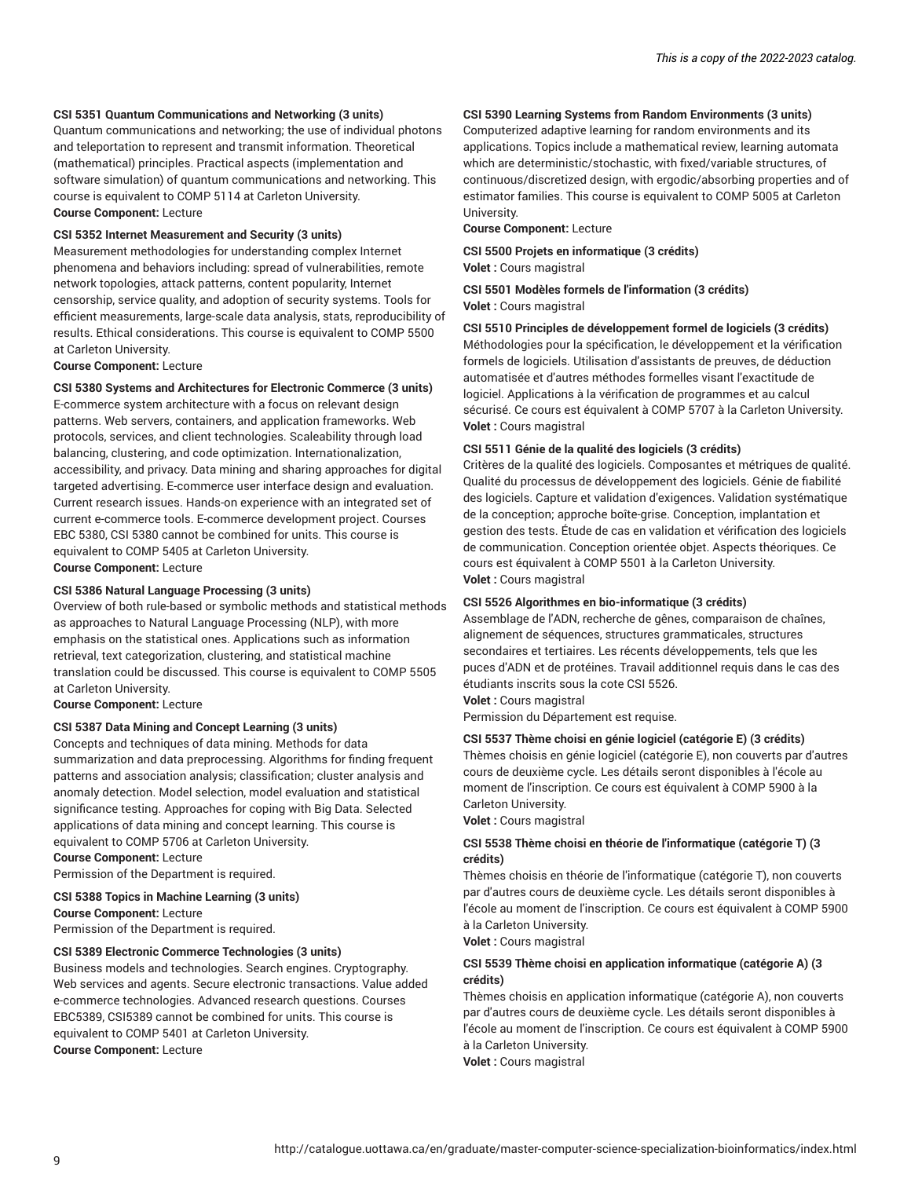**CSI 5351 Quantum Communications and Networking (3 units)**
Quantum communications and networking; the use of individual photons and teleportation to represent and transmit information. Theoretical (mathematical) principles. Practical aspects (implementation and software simulation) of quantum communications and networking. This course is equivalent to COMP 5114 at Carleton University.
**Course Component:** Lecture

**CSI 5352 Internet Measurement and Security (3 units)**
Measurement methodologies for understanding complex Internet phenomena and behaviors including: spread of vulnerabilities, remote network topologies, attack patterns, content popularity, Internet censorship, service quality, and adoption of security systems. Tools for efficient measurements, large-scale data analysis, stats, reproducibility of results. Ethical considerations. This course is equivalent to COMP 5500 at Carleton University.
**Course Component:** Lecture

**CSI 5380 Systems and Architectures for Electronic Commerce (3 units)**
E-commerce system architecture with a focus on relevant design patterns. Web servers, containers, and application frameworks. Web protocols, services, and client technologies. Scaleability through load balancing, clustering, and code optimization. Internationalization, accessibility, and privacy. Data mining and sharing approaches for digital targeted advertising. E-commerce user interface design and evaluation. Current research issues. Hands-on experience with an integrated set of current e-commerce tools. E-commerce development project. Courses EBC 5380, CSI 5380 cannot be combined for units. This course is equivalent to COMP 5405 at Carleton University.
**Course Component:** Lecture

**CSI 5386 Natural Language Processing (3 units)**
Overview of both rule-based or symbolic methods and statistical methods as approaches to Natural Language Processing (NLP), with more emphasis on the statistical ones. Applications such as information retrieval, text categorization, clustering, and statistical machine translation could be discussed. This course is equivalent to COMP 5505 at Carleton University.
**Course Component:** Lecture

**CSI 5387 Data Mining and Concept Learning (3 units)**
Concepts and techniques of data mining. Methods for data summarization and data preprocessing. Algorithms for finding frequent patterns and association analysis; classification; cluster analysis and anomaly detection. Model selection, model evaluation and statistical significance testing. Approaches for coping with Big Data. Selected applications of data mining and concept learning. This course is equivalent to COMP 5706 at Carleton University.
**Course Component:** Lecture
Permission of the Department is required.

**CSI 5388 Topics in Machine Learning (3 units)**
**Course Component:** Lecture
Permission of the Department is required.

**CSI 5389 Electronic Commerce Technologies (3 units)**
Business models and technologies. Search engines. Cryptography. Web services and agents. Secure electronic transactions. Value added e-commerce technologies. Advanced research questions. Courses EBC5389, CSI5389 cannot be combined for units. This course is equivalent to COMP 5401 at Carleton University.
**Course Component:** Lecture

**CSI 5390 Learning Systems from Random Environments (3 units)**
Computerized adaptive learning for random environments and its applications. Topics include a mathematical review, learning automata which are deterministic/stochastic, with fixed/variable structures, of continuous/discretized design, with ergodic/absorbing properties and of estimator families. This course is equivalent to COMP 5005 at Carleton University.
**Course Component:** Lecture

**CSI 5500 Projets en informatique (3 crédits)**
**Volet :** Cours magistral

**CSI 5501 Modèles formels de l'information (3 crédits)**
**Volet :** Cours magistral

**CSI 5510 Principes de développement formel de logiciels (3 crédits)**
Méthodologies pour la spécification, le développement et la vérification formels de logiciels. Utilisation d'assistants de preuves, de déduction automatisée et d'autres méthodes formelles visant l'exactitude de logiciel. Applications à la vérification de programmes et au calcul sécurisé. Ce cours est équivalent à COMP 5707 à la Carleton University.
**Volet :** Cours magistral

**CSI 5511 Génie de la qualité des logiciels (3 crédits)**
Critères de la qualité des logiciels. Composantes et métriques de qualité. Qualité du processus de développement des logiciels. Génie de fiabilité des logiciels. Capture et validation d'exigences. Validation systématique de la conception; approche boîte-grise. Conception, implantation et gestion des tests. Étude de cas en validation et vérification des logiciels de communication. Conception orientée objet. Aspects théoriques. Ce cours est équivalent à COMP 5501 à la Carleton University.
**Volet :** Cours magistral

**CSI 5526 Algorithmes en bio-informatique (3 crédits)**
Assemblage de l'ADN, recherche de gênes, comparaison de chaînes, alignement de séquences, structures grammaticales, structures secondaires et tertiaires. Les récents développements, tels que les puces d'ADN et de protéines. Travail additionnel requis dans le cas des étudiants inscrits sous la cote CSI 5526.
**Volet :** Cours magistral
Permission du Département est requise.

**CSI 5537 Thème choisi en génie logiciel (catégorie E) (3 crédits)**
Thèmes choisis en génie logiciel (catégorie E), non couverts par d'autres cours de deuxième cycle. Les détails seront disponibles à l'école au moment de l'inscription. Ce cours est équivalent à COMP 5900 à la Carleton University.
**Volet :** Cours magistral

**CSI 5538 Thème choisi en théorie de l'informatique (catégorie T) (3 crédits)**
Thèmes choisis en théorie de l'informatique (catégorie T), non couverts par d'autres cours de deuxième cycle. Les détails seront disponibles à l'école au moment de l'inscription. Ce cours est équivalent à COMP 5900 à la Carleton University.
**Volet :** Cours magistral

**CSI 5539 Thème choisi en application informatique (catégorie A) (3 crédits)**
Thèmes choisis en application informatique (catégorie A), non couverts par d'autres cours de deuxième cycle. Les détails seront disponibles à l'école au moment de l'inscription. Ce cours est équivalent à COMP 5900 à la Carleton University.
**Volet :** Cours magistral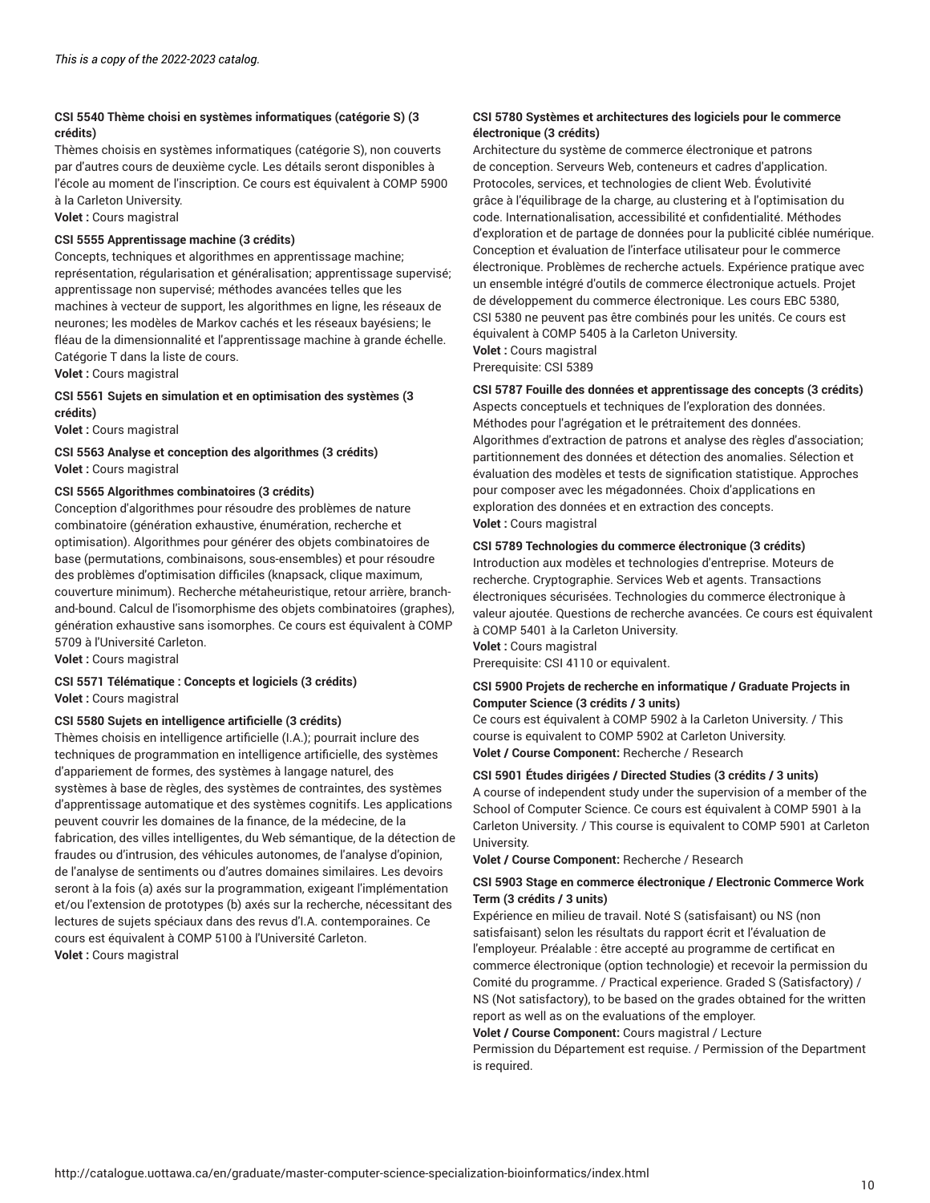*This is a copy of the 2022-2023 catalog.*

**CSI 5540 Thème choisi en systèmes informatiques (catégorie S) (3 crédits)**
Thèmes choisis en systèmes informatiques (catégorie S), non couverts par d'autres cours de deuxième cycle. Les détails seront disponibles à l'école au moment de l'inscription. Ce cours est équivalent à COMP 5900 à la Carleton University.
**Volet :** Cours magistral

**CSI 5555 Apprentissage machine (3 crédits)**
Concepts, techniques et algorithmes en apprentissage machine; représentation, régularisation et généralisation; apprentissage supervisé; apprentissage non supervisé; méthodes avancées telles que les machines à vecteur de support, les algorithmes en ligne, les réseaux de neurones; les modèles de Markov cachés et les réseaux bayésiens; le fléau de la dimensionnalité et l'apprentissage machine à grande échelle. Catégorie T dans la liste de cours.
**Volet :** Cours magistral

**CSI 5561 Sujets en simulation et en optimisation des systèmes (3 crédits)**
**Volet :** Cours magistral

**CSI 5563 Analyse et conception des algorithmes (3 crédits)**
**Volet :** Cours magistral

**CSI 5565 Algorithmes combinatoires (3 crédits)**
Conception d'algorithmes pour résoudre des problèmes de nature combinatoire (génération exhaustive, énumération, recherche et optimisation). Algorithmes pour générer des objets combinatoires de base (permutations, combinaisons, sous-ensembles) et pour résoudre des problèmes d'optimisation difficiles (knapsack, clique maximum, couverture minimum). Recherche métaheuristique, retour arrière, branch-and-bound. Calcul de l'isomorphisme des objets combinatoires (graphes), génération exhaustive sans isomorphes. Ce cours est équivalent à COMP 5709 à l'Université Carleton.
**Volet :** Cours magistral

**CSI 5571 Télématique : Concepts et logiciels (3 crédits)**
**Volet :** Cours magistral

**CSI 5580 Sujets en intelligence artificielle (3 crédits)**
Thèmes choisis en intelligence artificielle (I.A.); pourrait inclure des techniques de programmation en intelligence artificielle, des systèmes d'appariement de formes, des systèmes à langage naturel, des systèmes à base de règles, des systèmes de contraintes, des systèmes d'apprentissage automatique et des systèmes cognitifs. Les applications peuvent couvrir les domaines de la finance, de la médecine, de la fabrication, des villes intelligentes, du Web sémantique, de la détection de fraudes ou d'intrusion, des véhicules autonomes, de l'analyse d'opinion, de l'analyse de sentiments ou d'autres domaines similaires. Les devoirs seront à la fois (a) axés sur la programmation, exigeant l'implémentation et/ou l'extension de prototypes (b) axés sur la recherche, nécessitant des lectures de sujets spéciaux dans des revus d'I.A. contemporaines. Ce cours est équivalent à COMP 5100 à l'Université Carleton.
**Volet :** Cours magistral

**CSI 5780 Systèmes et architectures des logiciels pour le commerce électronique (3 crédits)**
Architecture du système de commerce électronique et patrons de conception. Serveurs Web, conteneurs et cadres d'application. Protocoles, services, et technologies de client Web. Évolutivité grâce à l'équilibrage de la charge, au clustering et à l'optimisation du code. Internationalisation, accessibilité et confidentialité. Méthodes d'exploration et de partage de données pour la publicité ciblée numérique. Conception et évaluation de l'interface utilisateur pour le commerce électronique. Problèmes de recherche actuels. Expérience pratique avec un ensemble intégré d'outils de commerce électronique actuels. Projet de développement du commerce électronique. Les cours EBC 5380, CSI 5380 ne peuvent pas être combinés pour les unités. Ce cours est équivalent à COMP 5405 à la Carleton University.
**Volet :** Cours magistral
Prerequisite: CSI 5389

**CSI 5787 Fouille des données et apprentissage des concepts (3 crédits)**
Aspects conceptuels et techniques de l'exploration des données. Méthodes pour l'agrégation et le prétraitement des données. Algorithmes d'extraction de patrons et analyse des règles d'association; partitionnement des données et détection des anomalies. Sélection et évaluation des modèles et tests de signification statistique. Approches pour composer avec les mégadonnées. Choix d'applications en exploration des données et en extraction des concepts.
**Volet :** Cours magistral

**CSI 5789 Technologies du commerce électronique (3 crédits)**
Introduction aux modèles et technologies d'entreprise. Moteurs de recherche. Cryptographie. Services Web et agents. Transactions électroniques sécurisées. Technologies du commerce électronique à valeur ajoutée. Questions de recherche avancées. Ce cours est équivalent à COMP 5401 à la Carleton University.
**Volet :** Cours magistral
Prerequisite: CSI 4110 or equivalent.

**CSI 5900 Projets de recherche en informatique / Graduate Projects in Computer Science (3 crédits / 3 units)**
Ce cours est équivalent à COMP 5902 à la Carleton University. / This course is equivalent to COMP 5902 at Carleton University.
**Volet / Course Component:** Recherche / Research

**CSI 5901 Études dirigées / Directed Studies (3 crédits / 3 units)**
A course of independent study under the supervision of a member of the School of Computer Science. Ce cours est équivalent à COMP 5901 à la Carleton University. / This course is equivalent to COMP 5901 at Carleton University.
**Volet / Course Component:** Recherche / Research

**CSI 5903 Stage en commerce électronique / Electronic Commerce Work Term (3 crédits / 3 units)**
Expérience en milieu de travail. Noté S (satisfaisant) ou NS (non satisfaisant) selon les résultats du rapport écrit et l'évaluation de l'employeur. Préalable : être accepté au programme de certificat en commerce électronique (option technologie) et recevoir la permission du Comité du programme. / Practical experience. Graded S (Satisfactory) / NS (Not satisfactory), to be based on the grades obtained for the written report as well as on the evaluations of the employer.
**Volet / Course Component:** Cours magistral / Lecture
Permission du Département est requise. / Permission of the Department is required.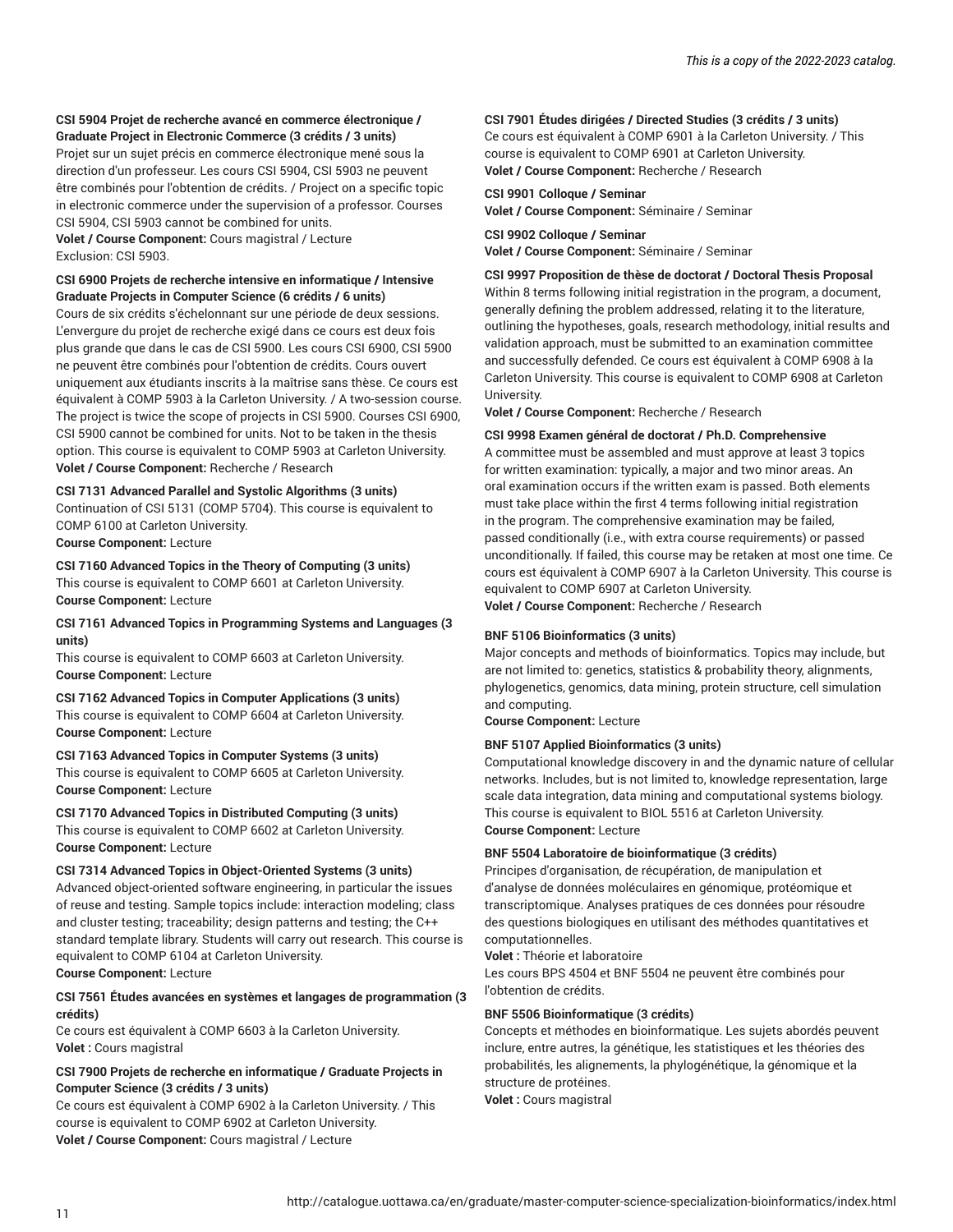**CSI 5904 Projet de recherche avancé en commerce électronique / Graduate Project in Electronic Commerce (3 crédits / 3 units)**

Projet sur un sujet précis en commerce électronique mené sous la direction d'un professeur. Les cours CSI 5904, CSI 5903 ne peuvent être combinés pour l'obtention de crédits. / Project on a specific topic in electronic commerce under the supervision of a professor. Courses CSI 5904, CSI 5903 cannot be combined for units.

**Volet / Course Component:** Cours magistral / Lecture

Exclusion: CSI 5903.

**CSI 6900 Projets de recherche intensive en informatique / Intensive Graduate Projects in Computer Science (6 crédits / 6 units)**

Cours de six crédits s'échelonnant sur une période de deux sessions. L'envergure du projet de recherche exigé dans ce cours est deux fois plus grande que dans le cas de CSI 5900. Les cours CSI 6900, CSI 5900 ne peuvent être combinés pour l'obtention de crédits. Cours ouvert uniquement aux étudiants inscrits à la maîtrise sans thèse. Ce cours est équivalent à COMP 5903 à la Carleton University. / A two-session course. The project is twice the scope of projects in CSI 5900. Courses CSI 6900, CSI 5900 cannot be combined for units. Not to be taken in the thesis option. This course is equivalent to COMP 5903 at Carleton University.

**Volet / Course Component:** Recherche / Research

**CSI 7131 Advanced Parallel and Systolic Algorithms (3 units)**

Continuation of CSI 5131 (COMP 5704). This course is equivalent to COMP 6100 at Carleton University.

**Course Component:** Lecture

**CSI 7160 Advanced Topics in the Theory of Computing (3 units)**

This course is equivalent to COMP 6601 at Carleton University.

**Course Component:** Lecture

**CSI 7161 Advanced Topics in Programming Systems and Languages (3 units)**

This course is equivalent to COMP 6603 at Carleton University.

**Course Component:** Lecture

**CSI 7162 Advanced Topics in Computer Applications (3 units)**

This course is equivalent to COMP 6604 at Carleton University.

**Course Component:** Lecture

**CSI 7163 Advanced Topics in Computer Systems (3 units)**

This course is equivalent to COMP 6605 at Carleton University.

**Course Component:** Lecture

**CSI 7170 Advanced Topics in Distributed Computing (3 units)**

This course is equivalent to COMP 6602 at Carleton University.

**Course Component:** Lecture

**CSI 7314 Advanced Topics in Object-Oriented Systems (3 units)**

Advanced object-oriented software engineering, in particular the issues of reuse and testing. Sample topics include: interaction modeling; class and cluster testing; traceability; design patterns and testing; the C++ standard template library. Students will carry out research. This course is equivalent to COMP 6104 at Carleton University.

**Course Component:** Lecture

**CSI 7561 Études avancées en systèmes et langages de programmation (3 crédits)**

Ce cours est équivalent à COMP 6603 à la Carleton University.

**Volet :** Cours magistral

**CSI 7900 Projets de recherche en informatique / Graduate Projects in Computer Science (3 crédits / 3 units)**

Ce cours est équivalent à COMP 6902 à la Carleton University. / This course is equivalent to COMP 6902 at Carleton University.

**Volet / Course Component:** Cours magistral / Lecture

**CSI 7901 Études dirigées / Directed Studies (3 crédits / 3 units)**

Ce cours est équivalent à COMP 6901 à la Carleton University. / This course is equivalent to COMP 6901 at Carleton University.

**Volet / Course Component:** Recherche / Research

**CSI 9901 Colloque / Seminar**

**Volet / Course Component:** Séminaire / Seminar

**CSI 9902 Colloque / Seminar**

**Volet / Course Component:** Séminaire / Seminar

**CSI 9997 Proposition de thèse de doctorat / Doctoral Thesis Proposal**

Within 8 terms following initial registration in the program, a document, generally defining the problem addressed, relating it to the literature, outlining the hypotheses, goals, research methodology, initial results and validation approach, must be submitted to an examination committee and successfully defended. Ce cours est équivalent à COMP 6908 à la Carleton University. This course is equivalent to COMP 6908 at Carleton University.

**Volet / Course Component:** Recherche / Research

**CSI 9998 Examen général de doctorat / Ph.D. Comprehensive**

A committee must be assembled and must approve at least 3 topics for written examination: typically, a major and two minor areas. An oral examination occurs if the written exam is passed. Both elements must take place within the first 4 terms following initial registration in the program. The comprehensive examination may be failed, passed conditionally (i.e., with extra course requirements) or passed unconditionally. If failed, this course may be retaken at most one time. Ce cours est équivalent à COMP 6907 à la Carleton University. This course is equivalent to COMP 6907 at Carleton University.

**Volet / Course Component:** Recherche / Research

**BNF 5106 Bioinformatics (3 units)**

Major concepts and methods of bioinformatics. Topics may include, but are not limited to: genetics, statistics & probability theory, alignments, phylogenetics, genomics, data mining, protein structure, cell simulation and computing.

**Course Component:** Lecture

**BNF 5107 Applied Bioinformatics (3 units)**

Computational knowledge discovery in and the dynamic nature of cellular networks. Includes, but is not limited to, knowledge representation, large scale data integration, data mining and computational systems biology. This course is equivalent to BIOL 5516 at Carleton University.

**Course Component:** Lecture

**BNF 5504 Laboratoire de bioinformatique (3 crédits)**

Principes d'organisation, de récupération, de manipulation et d'analyse de données moléculaires en génomique, protéomique et transcriptomique. Analyses pratiques de ces données pour résoudre des questions biologiques en utilisant des méthodes quantitatives et computationnelles.

**Volet :** Théorie et laboratoire

Les cours BPS 4504 et BNF 5504 ne peuvent être combinés pour l'obtention de crédits.

**BNF 5506 Bioinformatique (3 crédits)**

Concepts et méthodes en bioinformatique. Les sujets abordés peuvent inclure, entre autres, la génétique, les statistiques et les théories des probabilités, les alignements, la phylogénétique, la génomique et la structure de protéines.

**Volet :** Cours magistral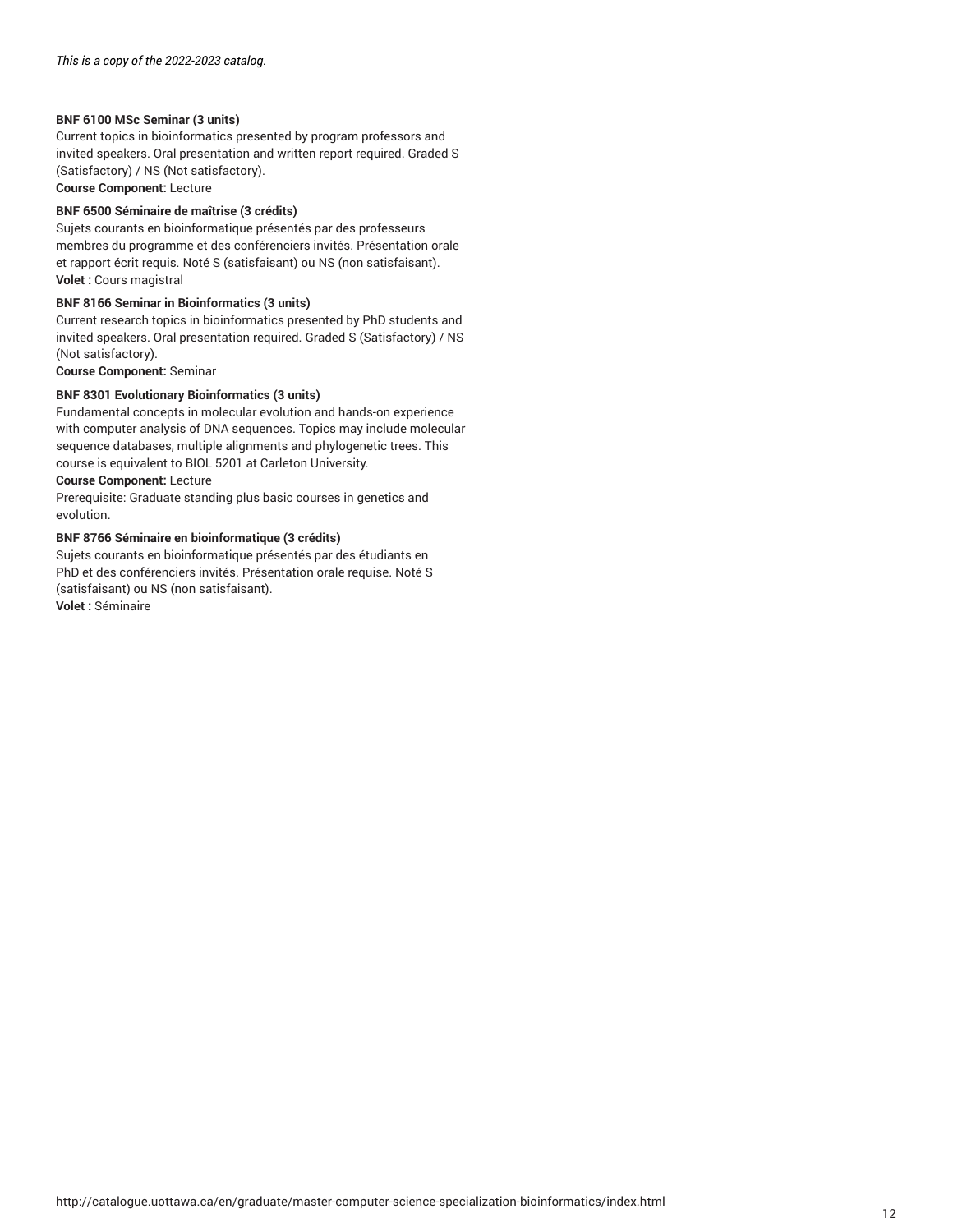**BNF 6100 MSc Seminar (3 units)**
Current topics in bioinformatics presented by program professors and invited speakers. Oral presentation and written report required. Graded S (Satisfactory) / NS (Not satisfactory).
**Course Component:** Lecture

**BNF 6500 Séminaire de maîtrise (3 crédits)**
Sujets courants en bioinformatique présentés par des professeurs membres du programme et des conférenciers invités. Présentation orale et rapport écrit requis. Noté S (satisfaisant) ou NS (non satisfaisant).
**Volet :** Cours magistral

**BNF 8166 Seminar in Bioinformatics (3 units)**
Current research topics in bioinformatics presented by PhD students and invited speakers. Oral presentation required. Graded S (Satisfactory) / NS (Not satisfactory).
**Course Component:** Seminar

**BNF 8301 Evolutionary Bioinformatics (3 units)**
Fundamental concepts in molecular evolution and hands-on experience with computer analysis of DNA sequences. Topics may include molecular sequence databases, multiple alignments and phylogenetic trees. This course is equivalent to BIOL 5201 at Carleton University.
**Course Component:** Lecture
Prerequisite: Graduate standing plus basic courses in genetics and evolution.

**BNF 8766 Séminaire en bioinformatique (3 crédits)**
Sujets courants en bioinformatique présentés par des étudiants en PhD et des conférenciers invités. Présentation orale requise. Noté S (satisfaisant) ou NS (non satisfaisant).
**Volet :** Séminaire